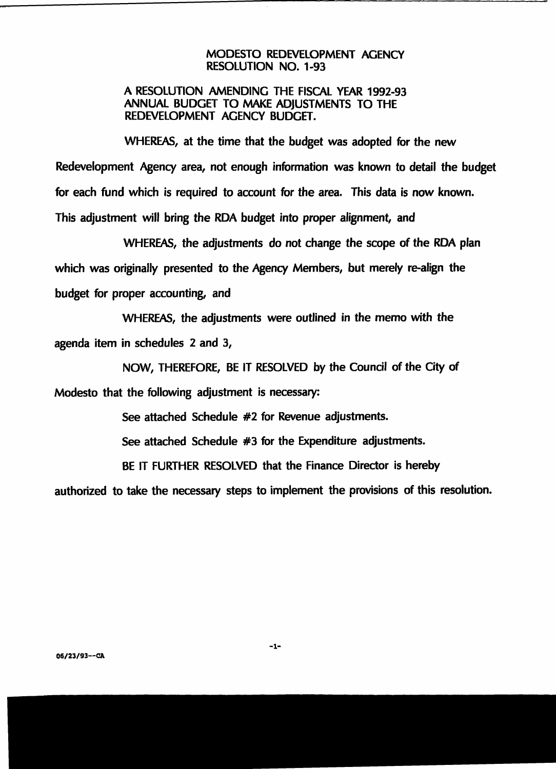# MODESTO REDEVELOPMENT AGENCY
# RESOLUTION NO. 1-93

## A RESOLUTION AMENDING THE FISCAL YEAR 1992-93 ANNUAL BUDGET TO MAKE ADJUSTMENTS TO THE REDEVELOPMENT AGENCY BUDGET.

WHEREAS, at the time that the budget was adopted for the new Redevelopment Agency area, not enough information was known to detail the budget for each fund which is required to account for the area. This data is now known. This adjustment will bring the RDA budget into proper alignment, and

WHEREAS, the adjustments do not change the scope of the RDA plan which was originally presented to the Agency Members, but merely re-align the budget for proper accounting, and

WHEREAS, the adjustments were outlined in the memo with the agenda item in schedules 2 and 3,

NOW, THEREFORE, BE IT RESOLVED by the Council of the City of Modesto that the following adjustment is necessary:

See attached Schedule #2 for Revenue adjustments.

See attached Schedule #3 for the Expenditure adjustments.

BE IT FURTHER RESOLVED that the Finance Director is hereby authorized to take the necessary steps to implement the provisions of this resolution.

06/23/93--CA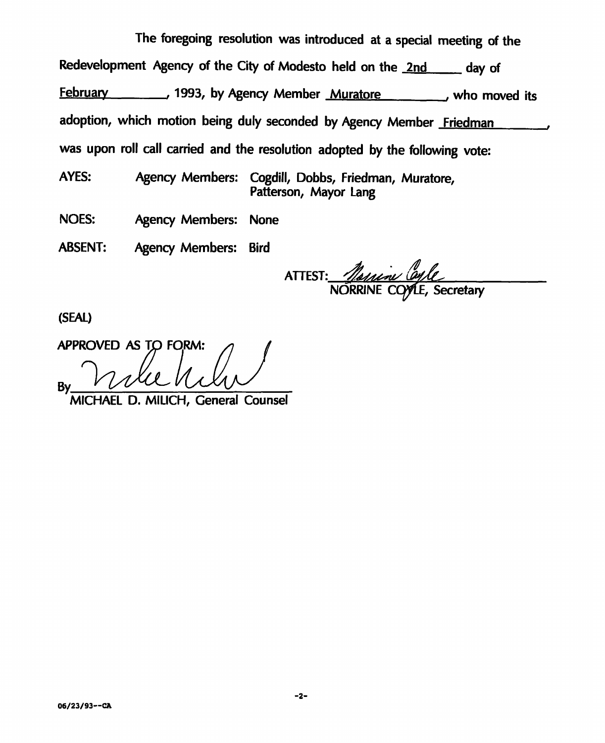The foregoing resolution was introduced at a special meeting of the Redevelopment Agency of the City of Modesto held on the 2nd day of February, 1993, by Agency Member Muratore, who moved its adoption, which motion being duly seconded by Agency Member Friedman, was upon roll call carried and the resolution adopted by the following vote:

AYES: Agency Members: Cogdill, Dobbs, Friedman, Muratore, Patterson, Mayor Lang

NOES: Agency Members: None

ABSENT: Agency Members: Bird

ATTEST: Norrine Coyle
NORRINE COYLE, Secretary

(SEAL)

APPROVED AS TO FORM:

By Mike Milich
MICHAEL D. MILICH, General Counsel

06/23/93--CA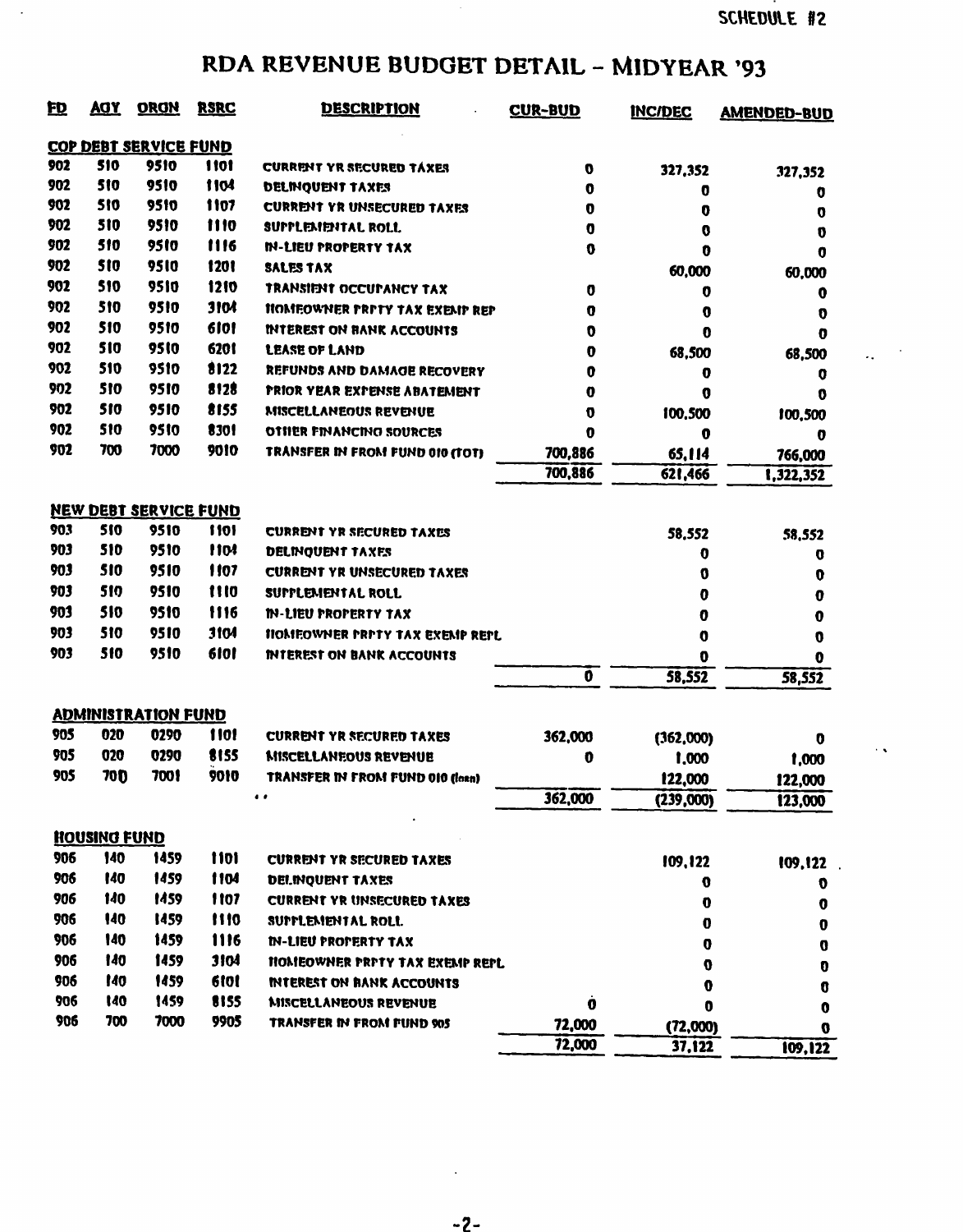SCHEDULE #2

# RDA REVENUE BUDGET DETAIL - MIDYEAR '93

| FD | AGY | ORGN | RSRC | DESCRIPTION | CUR-BUD | INC/DEC | AMENDED-BUD |
|---|---|---|---|---|---|---|---|
| **COP DEBT SERVICE FUND** | | | | | | | |
| 902 | 510 | 9510 | 1101 | CURRENT YR SECURED TAXES | 0 | 327,352 | 327,352 |
| 902 | 510 | 9510 | 1104 | DELINQUENT TAXES | 0 | 0 | 0 |
| 902 | 510 | 9510 | 1107 | CURRENT YR UNSECURED TAXES | 0 | 0 | 0 |
| 902 | 510 | 9510 | 1110 | SUPPLEMENTAL ROLL | 0 | 0 | 0 |
| 902 | 510 | 9510 | 1116 | IN-LIEU PROPERTY TAX | 0 | 0 | 0 |
| 902 | 510 | 9510 | 1201 | SALES TAX | | 60,000 | 60,000 |
| 902 | 510 | 9510 | 1210 | TRANSIENT OCCUPANCY TAX | 0 | 0 | 0 |
| 902 | 510 | 9510 | 3104 | HOMEOWNER PRPTY TAX EXEMP REP | 0 | 0 | 0 |
| 902 | 510 | 9510 | 6101 | INTEREST ON BANK ACCOUNTS | 0 | 0 | 0 |
| 902 | 510 | 9510 | 6201 | LEASE OF LAND | 0 | 68,500 | 68,500 |
| 902 | 510 | 9510 | 8122 | REFUNDS AND DAMAGE RECOVERY | 0 | 0 | 0 |
| 902 | 510 | 9510 | 8128 | PRIOR YEAR EXPENSE ABATEMENT | 0 | 0 | 0 |
| 902 | 510 | 9510 | 8155 | MISCELLANEOUS REVENUE | 0 | 100,500 | 100,500 |
| 902 | 510 | 9510 | 8301 | OTHER FINANCING SOURCES | 0 | 0 | 0 |
| 902 | 700 | 7000 | 9010 | TRANSFER IN FROM FUND 010 (TOT) | 700,886 | 65,114 | 766,000 |
| | | | | | 700,886 | 621,466 | 1,322,352 |
| **NEW DEBT SERVICE FUND** | | | | | | | |
| 903 | 510 | 9510 | 1101 | CURRENT YR SECURED TAXES | | 58,552 | 58,552 |
| 903 | 510 | 9510 | 1104 | DELINQUENT TAXES | | 0 | 0 |
| 903 | 510 | 9510 | 1107 | CURRENT YR UNSECURED TAXES | | 0 | 0 |
| 903 | 510 | 9510 | 1110 | SUPPLEMENTAL ROLL | | 0 | 0 |
| 903 | 510 | 9510 | 1116 | IN-LIEU PROPERTY TAX | | 0 | 0 |
| 903 | 510 | 9510 | 3104 | HOMEOWNER PRPTY TAX EXEMP REPL | | 0 | 0 |
| 903 | 510 | 9510 | 6101 | INTEREST ON BANK ACCOUNTS | | 0 | 0 |
| | | | | | 0 | 58,552 | 58,552 |
| **ADMINISTRATION FUND** | | | | | | | |
| 905 | 020 | 0290 | 1101 | CURRENT YR SECURED TAXES | 362,000 | (362,000) | 0 |
| 905 | 020 | 0290 | 8155 | MISCELLANEOUS REVENUE | 0 | 1,000 | 1,000 |
| 905 | 700 | 7001 | 9010 | TRANSFER IN FROM FUND 010 (loan) | | 122,000 | 122,000 |
| | | | | | 362,000 | (239,000) | 123,000 |
| **HOUSING FUND** | | | | | | | |
| 906 | 140 | 1459 | 1101 | CURRENT YR SECURED TAXES | | 109,122 | 109,122 |
| 906 | 140 | 1459 | 1104 | DELINQUENT TAXES | | 0 | 0 |
| 906 | 140 | 1459 | 1107 | CURRENT YR UNSECURED TAXES | | 0 | 0 |
| 906 | 140 | 1459 | 1110 | SUPPLEMENTAL ROLL | | 0 | 0 |
| 906 | 140 | 1459 | 1116 | IN-LIEU PROPERTY TAX | | 0 | 0 |
| 906 | 140 | 1459 | 3104 | HOMEOWNER PRPTY TAX EXEMP REPL | | 0 | 0 |
| 906 | 140 | 1459 | 6101 | INTEREST ON BANK ACCOUNTS | | 0 | 0 |
| 906 | 140 | 1459 | 8155 | MISCELLANEOUS REVENUE | 0 | 0 | 0 |
| 906 | 700 | 7000 | 9905 | TRANSFER IN FROM FUND 905 | 72,000 | (72,000) | 0 |
| | | | | | 72,000 | 37,122 | 109,122 |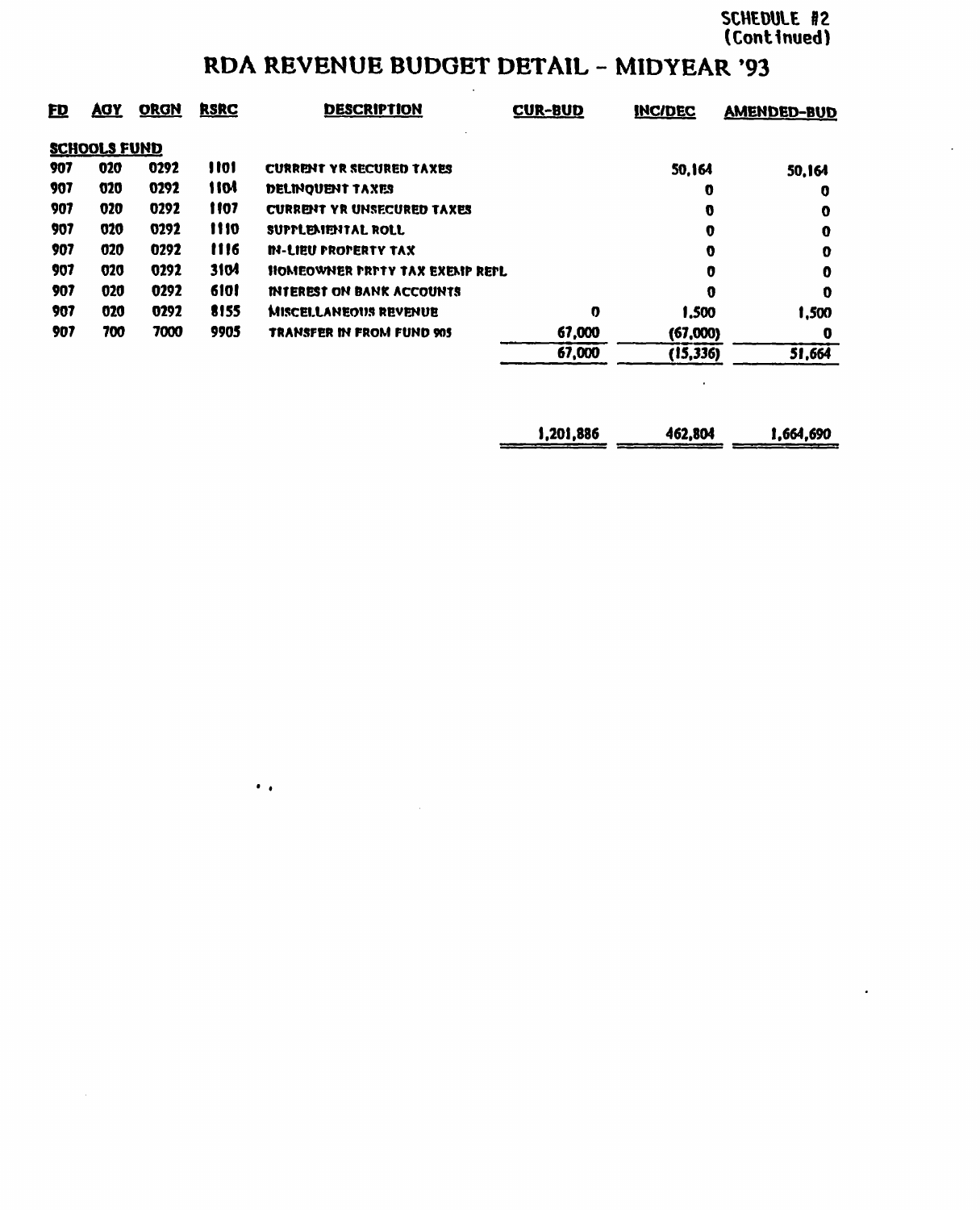SCHEDULE #2
(Continued)

# RDA REVENUE BUDGET DETAIL - MIDYEAR '93

| FD | AGY | ORGN | RSRC | DESCRIPTION | CUR-BUD | INC/DEC | AMENDED-BUD |
|---|---|---|---|---|---|---|---|
| **SCHOOLS FUND** | | | | | | | |
| 907 | 020 | 0292 | 1101 | CURRENT YR SECURED TAXES | | 50,164 | 50,164 |
| 907 | 020 | 0292 | 1104 | DELINQUENT TAXES | | 0 | 0 |
| 907 | 020 | 0292 | 1107 | CURRENT YR UNSECURED TAXES | | 0 | 0 |
| 907 | 020 | 0292 | 1110 | SUPPLEMENTAL ROLL | | 0 | 0 |
| 907 | 020 | 0292 | 1116 | IN-LIEU PROPERTY TAX | | 0 | 0 |
| 907 | 020 | 0292 | 3104 | HOMEOWNER PRPTY TAX EXEMP REPL | | 0 | 0 |
| 907 | 020 | 0292 | 6101 | INTEREST ON BANK ACCOUNTS | | 0 | 0 |
| 907 | 020 | 0292 | 8155 | MISCELLANEOUS REVENUE | 0 | 1,500 | 1,500 |
| 907 | 700 | 7000 | 9905 | TRANSFER IN FROM FUND 905 | 67,000 | (67,000) | 0 |
| | | | | | 67,000 | (15,336) | 51,664 |
| | | | | | 1,201,886 | 462,804 | 1,664,690 |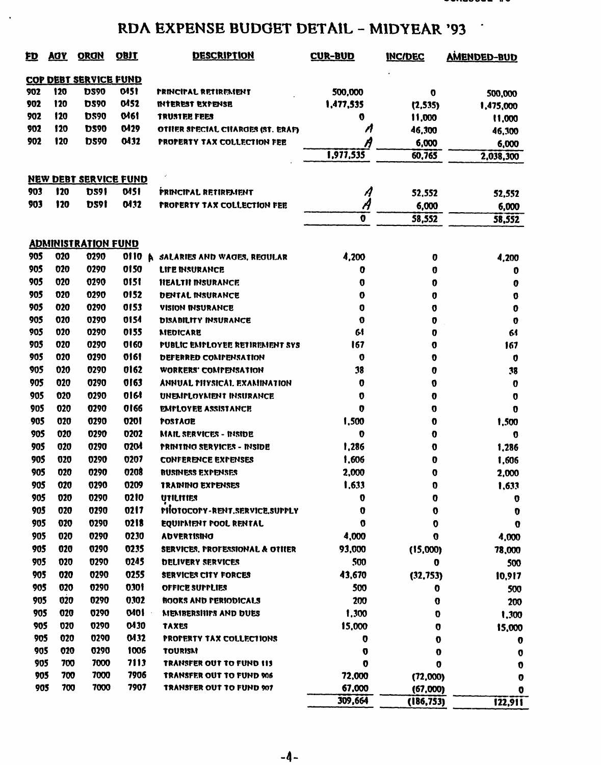# RDA EXPENSE BUDGET DETAIL - MIDYEAR '93

| FD | AGY | ORGN | OBJT | DESCRIPTION | CUR-BUD | INC/DEC | AMENDED-BUD |
|---|---|---|---|---|---|---|---|
| **COP DEBT SERVICE FUND** | | | | | | | |
| 902 | 120 | DS90 | 0451 | PRINCIPAL RETIREMENT | 500,000 | 0 | 500,000 |
| 902 | 120 | DS90 | 0452 | INTEREST EXPENSE | 1,477,535 | (2,535) | 1,475,000 |
| 902 | 120 | DS90 | 0461 | TRUSTEE FEES | 0 | 11,000 | 11,000 |
| 902 | 120 | DS90 | 0429 | OTHER SPECIAL CHARGES (ST. ERAF) | A | 46,300 | 46,300 |
| 902 | 120 | DS90 | 0432 | PROPERTY TAX COLLECTION FEE | A | 6,000 | 6,000 |
| | | | | | 1,977,535 | 60,765 | 2,038,300 |
| **NEW DEBT SERVICE FUND** | | | | | | | |
| 903 | 120 | DS91 | 0451 | PRINCIPAL RETIREMENT | A | 52,552 | 52,552 |
| 903 | 120 | DS91 | 0432 | PROPERTY TAX COLLECTION FEE | A | 6,000 | 6,000 |
| | | | | | 0 | 58,552 | 58,552 |
| **ADMINISTRATION FUND** | | | | | | | |
| 905 | 020 | 0290 | 0110 | SALARIES AND WAGES, REGULAR | 4,200 | 0 | 4,200 |
| 905 | 020 | 0290 | 0150 | LIFE INSURANCE | 0 | 0 | 0 |
| 905 | 020 | 0290 | 0151 | HEALTH INSURANCE | 0 | 0 | 0 |
| 905 | 020 | 0290 | 0152 | DENTAL INSURANCE | 0 | 0 | 0 |
| 905 | 020 | 0290 | 0153 | VISION INSURANCE | 0 | 0 | 0 |
| 905 | 020 | 0290 | 0154 | DISABILITY INSURANCE | 0 | 0 | 0 |
| 905 | 020 | 0290 | 0155 | MEDICARE | 61 | 0 | 61 |
| 905 | 020 | 0290 | 0160 | PUBLIC EMPLOYEE RETIREMENT SYS | 167 | 0 | 167 |
| 905 | 020 | 0290 | 0161 | DEFERRED COMPENSATION | 0 | 0 | 0 |
| 905 | 020 | 0290 | 0162 | WORKERS' COMPENSATION | 38 | 0 | 38 |
| 905 | 020 | 0290 | 0163 | ANNUAL PHYSICAL EXAMINATION | 0 | 0 | 0 |
| 905 | 020 | 0290 | 0164 | UNEMPLOYMENT INSURANCE | 0 | 0 | 0 |
| 905 | 020 | 0290 | 0166 | EMPLOYEE ASSISTANCE | 0 | 0 | 0 |
| 905 | 020 | 0290 | 0201 | POSTAGE | 1,500 | 0 | 1,500 |
| 905 | 020 | 0290 | 0202 | MAIL SERVICES - INSIDE | 0 | 0 | 0 |
| 905 | 020 | 0290 | 0204 | PRINTING SERVICES - INSIDE | 1,286 | 0 | 1,286 |
| 905 | 020 | 0290 | 0207 | CONFERENCE EXPENSES | 1,606 | 0 | 1,606 |
| 905 | 020 | 0290 | 0208 | BUSINESS EXPENSES | 2,000 | 0 | 2,000 |
| 905 | 020 | 0290 | 0209 | TRAINING EXPENSES | 1,633 | 0 | 1,633 |
| 905 | 020 | 0290 | 0210 | UTILITIES | 0 | 0 | 0 |
| 905 | 020 | 0290 | 0217 | PHOTOCOPY-RENT,SERVICE,SUPPLY | 0 | 0 | 0 |
| 905 | 020 | 0290 | 0218 | EQUIPMENT POOL RENTAL | 0 | 0 | 0 |
| 905 | 020 | 0290 | 0230 | ADVERTISING | 4,000 | 0 | 4,000 |
| 905 | 020 | 0290 | 0235 | SERVICES, PROFESSIONAL & OTHER | 93,000 | (15,000) | 78,000 |
| 905 | 020 | 0290 | 0245 | DELIVERY SERVICES | 500 | 0 | 500 |
| 905 | 020 | 0290 | 0255 | SERVICES CITY FORCES | 43,670 | (32,753) | 10,917 |
| 905 | 020 | 0290 | 0301 | OFFICE SUPPLIES | 500 | 0 | 500 |
| 905 | 020 | 0290 | 0302 | BOOKS AND PERIODICALS | 200 | 0 | 200 |
| 905 | 020 | 0290 | 0401 | MEMBERSHIPS AND DUES | 1,300 | 0 | 1,300 |
| 905 | 020 | 0290 | 0430 | TAXES | 15,000 | 0 | 15,000 |
| 905 | 020 | 0290 | 0432 | PROPERTY TAX COLLECTIONS | 0 | 0 | 0 |
| 905 | 020 | 0290 | 1006 | TOURISM | 0 | 0 | 0 |
| 905 | 700 | 7000 | 7113 | TRANSFER OUT TO FUND 113 | 0 | 0 | 0 |
| 905 | 700 | 7000 | 7906 | TRANSFER OUT TO FUND 906 | 72,000 | (72,000) | 0 |
| 905 | 700 | 7000 | 7907 | TRANSFER OUT TO FUND 907 | 67,000 | (67,000) | 0 |
| | | | | | 309,664 | (186,753) | 122,911 |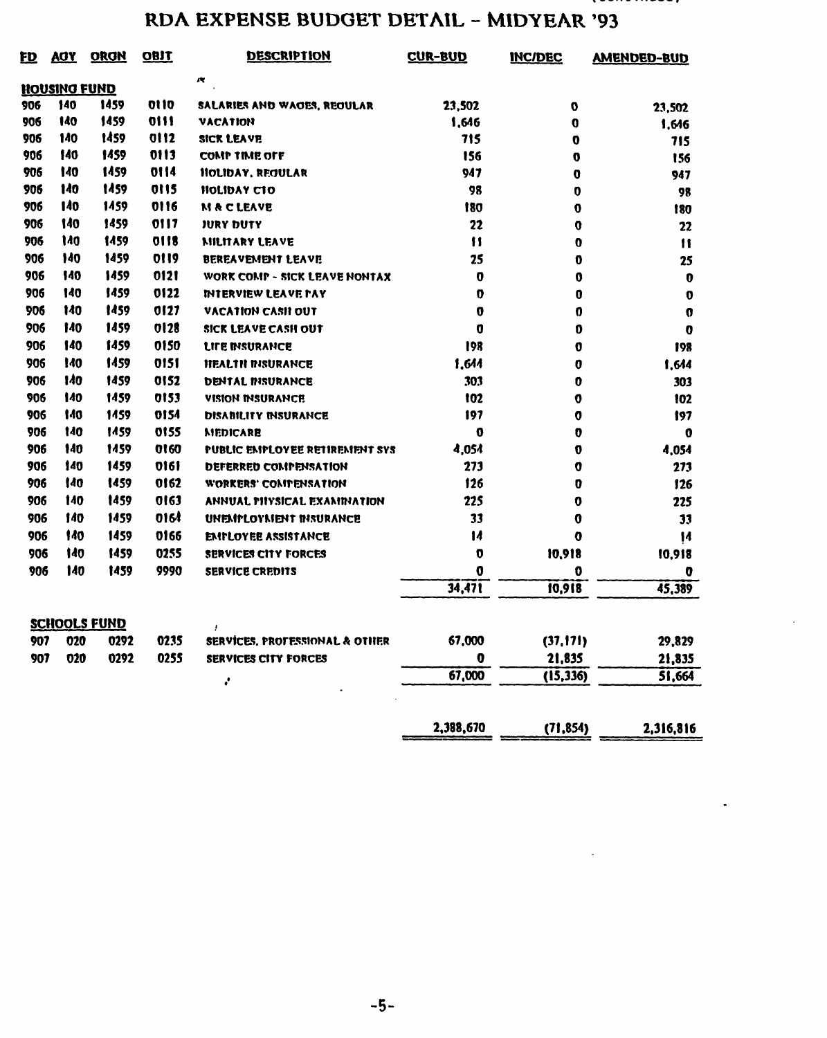# RDA EXPENSE BUDGET DETAIL - MIDYEAR '93

| FD | AGY | ORGN | OBJT | DESCRIPTION | CUR-BUD | INC/DEC | AMENDED-BUD |
|---|---|---|---|---|---|---|---|
| **HOUSING FUND** | | | | | | | |
| 906 | 140 | 1459 | 0110 | SALARIES AND WAGES, REGULAR | 23,502 | 0 | 23,502 |
| 906 | 140 | 1459 | 0111 | VACATION | 1,646 | 0 | 1,646 |
| 906 | 140 | 1459 | 0112 | SICK LEAVE | 715 | 0 | 715 |
| 906 | 140 | 1459 | 0113 | COMP TIME OFF | 156 | 0 | 156 |
| 906 | 140 | 1459 | 0114 | HOLIDAY, REGULAR | 947 | 0 | 947 |
| 906 | 140 | 1459 | 0115 | HOLIDAY CTO | 98 | 0 | 98 |
| 906 | 140 | 1459 | 0116 | M & C LEAVE | 180 | 0 | 180 |
| 906 | 140 | 1459 | 0117 | JURY DUTY | 22 | 0 | 22 |
| 906 | 140 | 1459 | 0118 | MILITARY LEAVE | 11 | 0 | 11 |
| 906 | 140 | 1459 | 0119 | BEREAVEMENT LEAVE | 25 | 0 | 25 |
| 906 | 140 | 1459 | 0121 | WORK COMP - SICK LEAVE NONTAX | 0 | 0 | 0 |
| 906 | 140 | 1459 | 0122 | INTERVIEW LEAVE PAY | 0 | 0 | 0 |
| 906 | 140 | 1459 | 0127 | VACATION CASH OUT | 0 | 0 | 0 |
| 906 | 140 | 1459 | 0128 | SICK LEAVE CASH OUT | 0 | 0 | 0 |
| 906 | 140 | 1459 | 0150 | LIFE INSURANCE | 198 | 0 | 198 |
| 906 | 140 | 1459 | 0151 | HEALTH INSURANCE | 1,644 | 0 | 1,644 |
| 906 | 140 | 1459 | 0152 | DENTAL INSURANCE | 303 | 0 | 303 |
| 906 | 140 | 1459 | 0153 | VISION INSURANCE | 102 | 0 | 102 |
| 906 | 140 | 1459 | 0154 | DISABILITY INSURANCE | 197 | 0 | 197 |
| 906 | 140 | 1459 | 0155 | MEDICARE | 0 | 0 | 0 |
| 906 | 140 | 1459 | 0160 | PUBLIC EMPLOYEE RETIREMENT SYS | 4,054 | 0 | 4,054 |
| 906 | 140 | 1459 | 0161 | DEFERRED COMPENSATION | 273 | 0 | 273 |
| 906 | 140 | 1459 | 0162 | WORKERS' COMPENSATION | 126 | 0 | 126 |
| 906 | 140 | 1459 | 0163 | ANNUAL PHYSICAL EXAMINATION | 225 | 0 | 225 |
| 906 | 140 | 1459 | 0164 | UNEMPLOYMENT INSURANCE | 33 | 0 | 33 |
| 906 | 140 | 1459 | 0166 | EMPLOYEE ASSISTANCE | 14 | 0 | 14 |
| 906 | 140 | 1459 | 0255 | SERVICES CITY FORCES | 0 | 10,918 | 10,918 |
| 906 | 140 | 1459 | 9990 | SERVICE CREDITS | 0 | 0 | 0 |
| | | | | | 34,471 | 10,918 | 45,389 |
| **SCHOOLS FUND** | | | | | | | |
| 907 | 020 | 0292 | 0235 | SERVICES, PROFESSIONAL & OTHER | 67,000 | (37,171) | 29,829 |
| 907 | 020 | 0292 | 0255 | SERVICES CITY FORCES | 0 | 21,835 | 21,835 |
| | | | | | 67,000 | (15,336) | 51,664 |
| | | | | | 2,388,670 | (71,854) | 2,316,816 |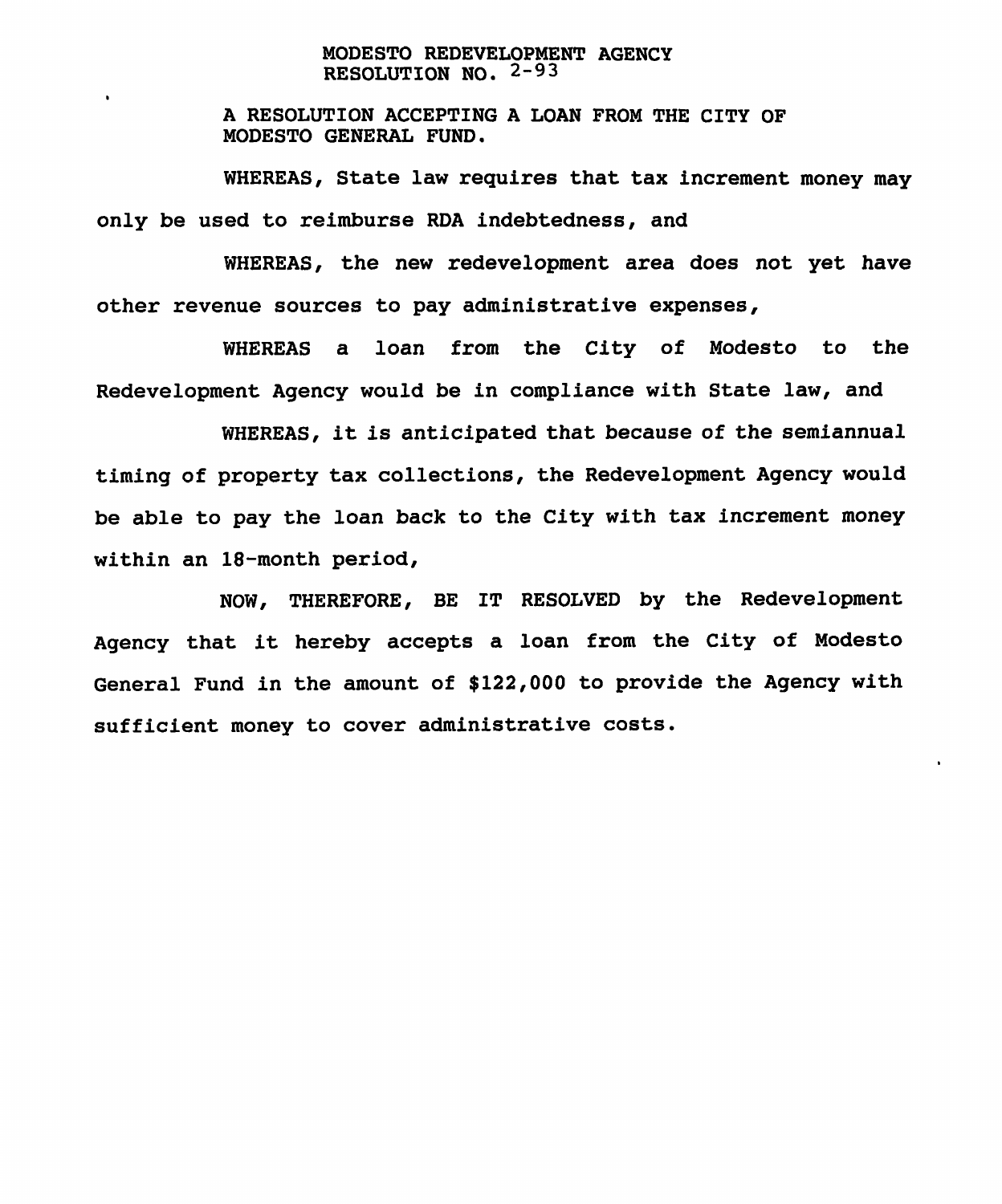# MODESTO REDEVELOPMENT AGENCY
## RESOLUTION NO. 2-93

A RESOLUTION ACCEPTING A LOAN FROM THE CITY OF MODESTO GENERAL FUND.

WHEREAS, State law requires that tax increment money may only be used to reimburse RDA indebtedness, and

WHEREAS, the new redevelopment area does not yet have other revenue sources to pay administrative expenses,

WHEREAS a loan from the City of Modesto to the Redevelopment Agency would be in compliance with State law, and

WHEREAS, it is anticipated that because of the semiannual timing of property tax collections, the Redevelopment Agency would be able to pay the loan back to the City with tax increment money within an 18-month period,

NOW, THEREFORE, BE IT RESOLVED by the Redevelopment Agency that it hereby accepts a loan from the City of Modesto General Fund in the amount of $122,000 to provide the Agency with sufficient money to cover administrative costs.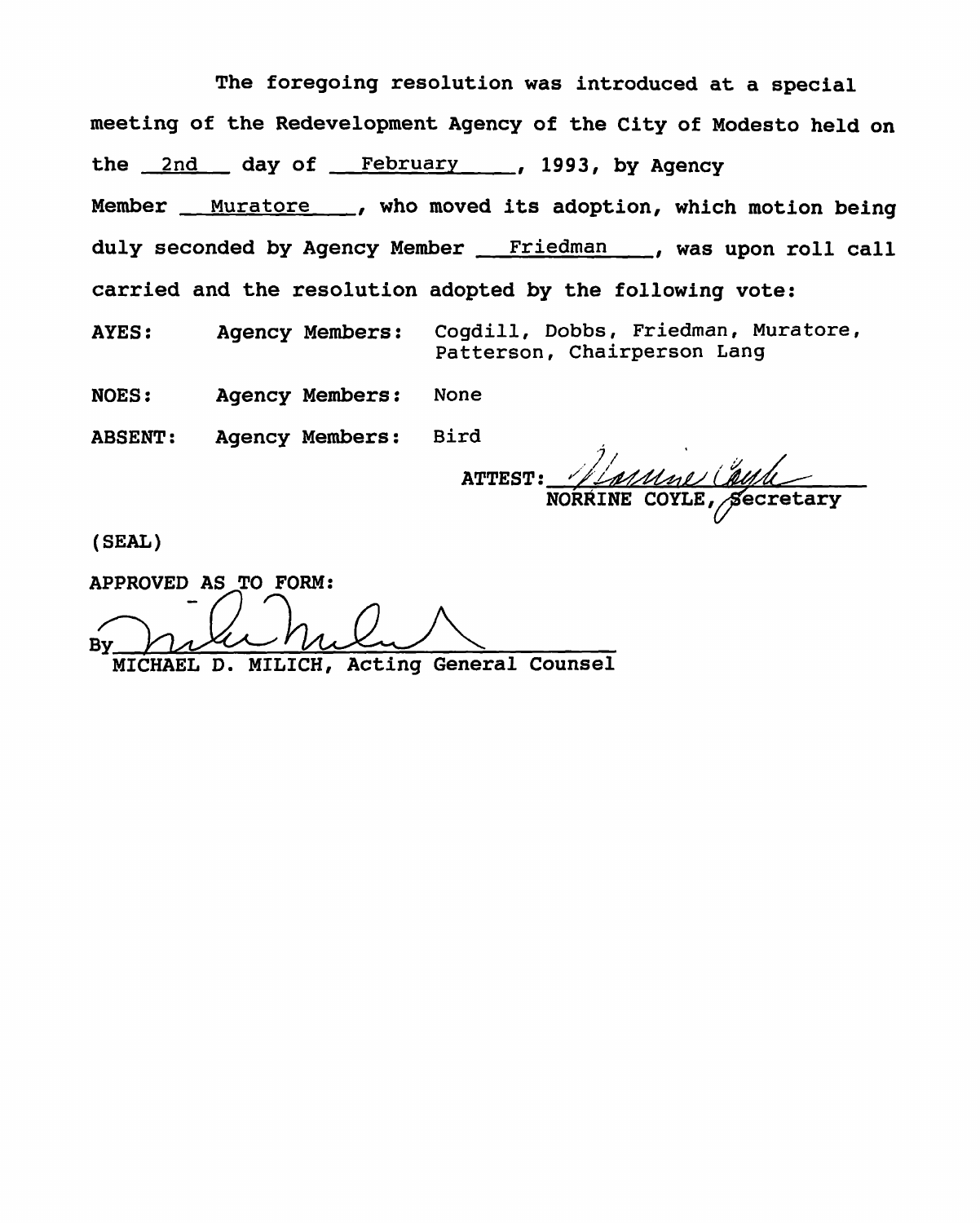The foregoing resolution was introduced at a special meeting of the Redevelopment Agency of the City of Modesto held on the 2nd day of February, 1993, by Agency Member Muratore, who moved its adoption, which motion being duly seconded by Agency Member Friedman, was upon roll call carried and the resolution adopted by the following vote:

AYES: Agency Members: Cogdill, Dobbs, Friedman, Muratore, Patterson, Chairperson Lang

NOES: Agency Members: None

ABSENT: Agency Members: Bird

ATTEST: Norrine Coyle

NORRINE COYLE, Secretary

(SEAL)

APPROVED AS TO FORM:

By Mike Milich

MICHAEL D. MILICH, Acting General Counsel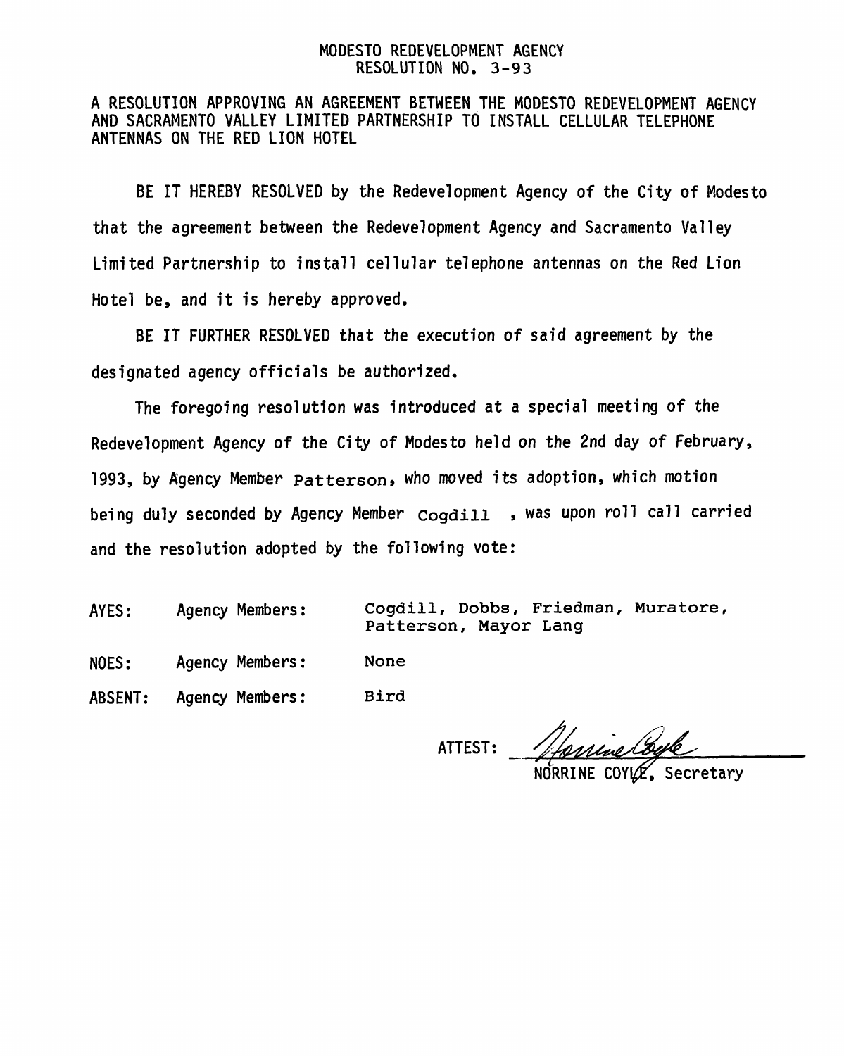MODESTO REDEVELOPMENT AGENCY
RESOLUTION NO. 3-93

A RESOLUTION APPROVING AN AGREEMENT BETWEEN THE MODESTO REDEVELOPMENT AGENCY AND SACRAMENTO VALLEY LIMITED PARTNERSHIP TO INSTALL CELLULAR TELEPHONE ANTENNAS ON THE RED LION HOTEL

BE IT HEREBY RESOLVED by the Redevelopment Agency of the City of Modesto that the agreement between the Redevelopment Agency and Sacramento Valley Limited Partnership to install cellular telephone antennas on the Red Lion Hotel be, and it is hereby approved.

BE IT FURTHER RESOLVED that the execution of said agreement by the designated agency officials be authorized.

The foregoing resolution was introduced at a special meeting of the Redevelopment Agency of the City of Modesto held on the 2nd day of February, 1993, by Agency Member Patterson, who moved its adoption, which motion being duly seconded by Agency Member Cogdill , was upon roll call carried and the resolution adopted by the following vote:

AYES: Agency Members: Cogdill, Dobbs, Friedman, Muratore, Patterson, Mayor Lang

NOES: Agency Members: None

ABSENT: Agency Members: Bird

ATTEST: *Norrine Coyle*
NORRINE COYLE, Secretary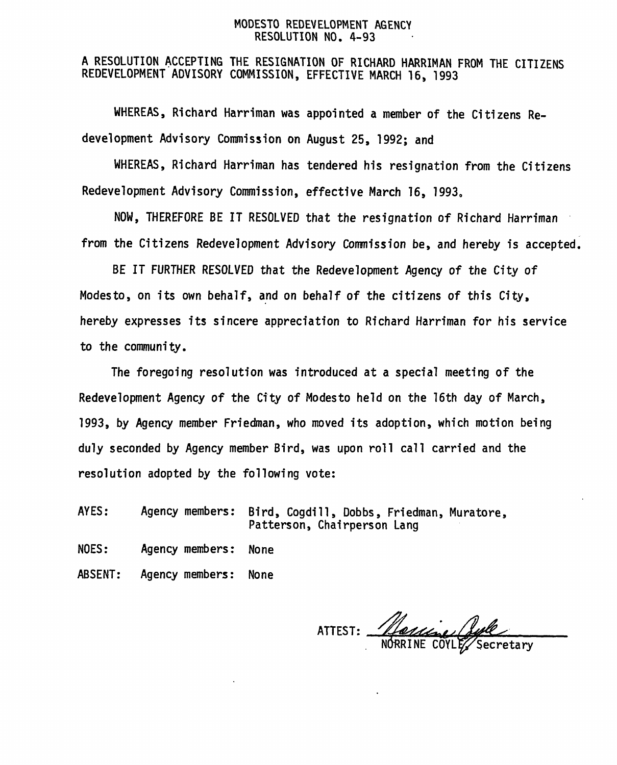# MODESTO REDEVELOPMENT AGENCY
## RESOLUTION NO. 4-93

A RESOLUTION ACCEPTING THE RESIGNATION OF RICHARD HARRIMAN FROM THE CITIZENS REDEVELOPMENT ADVISORY COMMISSION, EFFECTIVE MARCH 16, 1993

WHEREAS, Richard Harriman was appointed a member of the Citizens Redevelopment Advisory Commission on August 25, 1992; and

WHEREAS, Richard Harriman has tendered his resignation from the Citizens Redevelopment Advisory Commission, effective March 16, 1993.

NOW, THEREFORE BE IT RESOLVED that the resignation of Richard Harriman from the Citizens Redevelopment Advisory Commission be, and hereby is accepted.

BE IT FURTHER RESOLVED that the Redevelopment Agency of the City of Modesto, on its own behalf, and on behalf of the citizens of this City, hereby expresses its sincere appreciation to Richard Harriman for his service to the community.

The foregoing resolution was introduced at a special meeting of the Redevelopment Agency of the City of Modesto held on the 16th day of March, 1993, by Agency member Friedman, who moved its adoption, which motion being duly seconded by Agency member Bird, was upon roll call carried and the resolution adopted by the following vote:

AYES: Agency members: Bird, Cogdill, Dobbs, Friedman, Muratore, Patterson, Chairperson Lang

NOES: Agency members: None

ABSENT: Agency members: None

ATTEST: ____________________
NORRINE COYLE, Secretary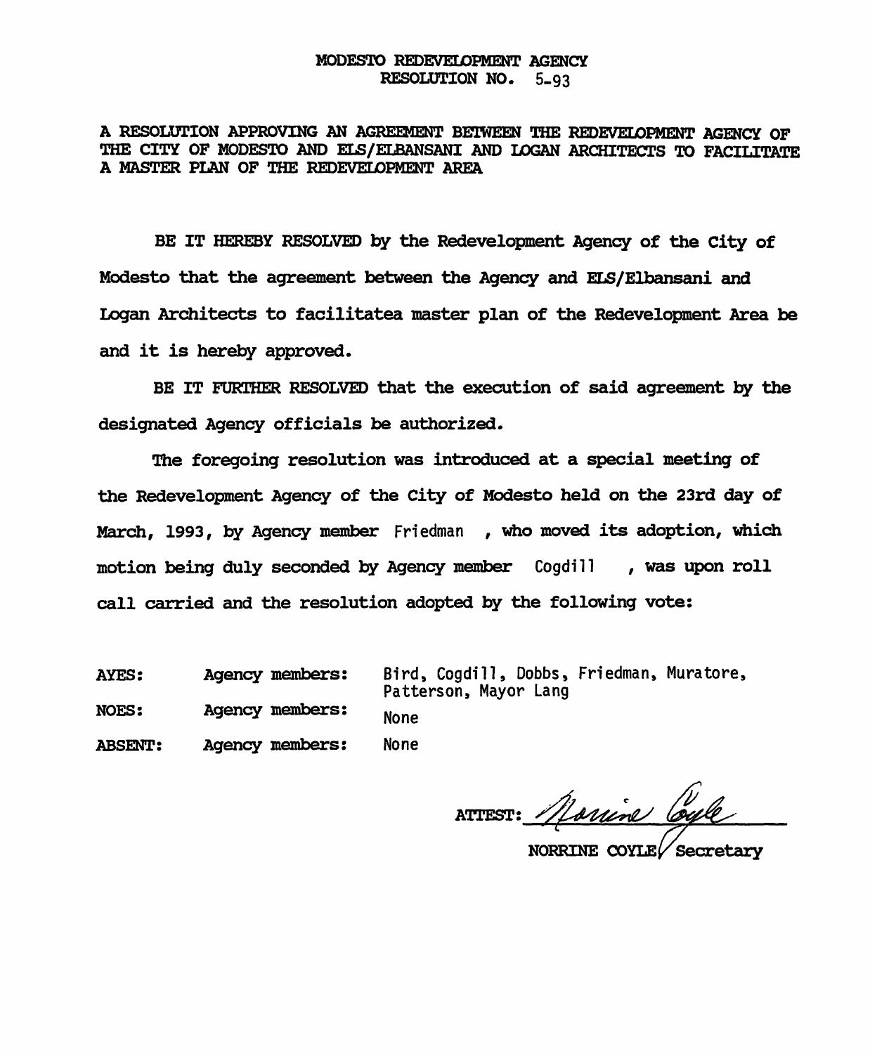# MODESTO REDEVELOPMENT AGENCY
## RESOLUTION NO. 5-93

A RESOLUTION APPROVING AN AGREEMENT BETWEEN THE REDEVELOPMENT AGENCY OF THE CITY OF MODESTO AND ELS/ELBANSANI AND LOGAN ARCHITECTS TO FACILITATE A MASTER PLAN OF THE REDEVELOPMENT AREA

BE IT HEREBY RESOLVED by the Redevelopment Agency of the City of Modesto that the agreement between the Agency and ELS/Elbansani and Logan Architects to facilitatea master plan of the Redevelopment Area be and it is hereby approved.

BE IT FURTHER RESOLVED that the execution of said agreement by the designated Agency officials be authorized.

The foregoing resolution was introduced at a special meeting of the Redevelopment Agency of the City of Modesto held on the 23rd day of March, 1993, by Agency member Friedman, who moved its adoption, which motion being duly seconded by Agency member Cogdill, was upon roll call carried and the resolution adopted by the following vote:

| | | |
|---|---|---|
| AYES: | Agency members: | Bird, Cogdill, Dobbs, Friedman, Muratore, Patterson, Mayor Lang |
| NOES: | Agency members: | None |
| ABSENT: | Agency members: | None |

ATTEST: Norrine Coyle

NORRINE COYLE, Secretary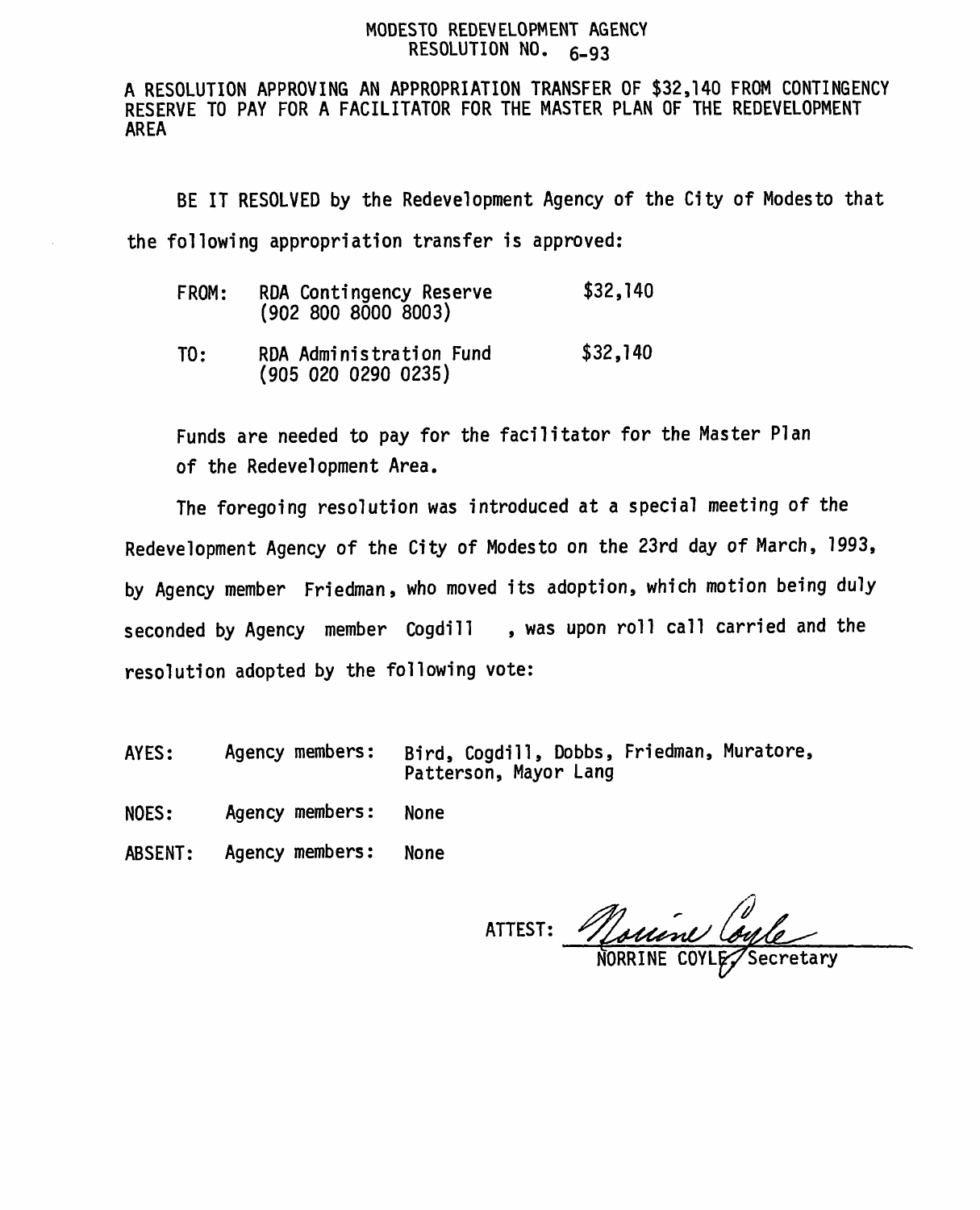# MODESTO REDEVELOPMENT AGENCY
## RESOLUTION NO. 6-93

A RESOLUTION APPROVING AN APPROPRIATION TRANSFER OF $32,140 FROM CONTINGENCY RESERVE TO PAY FOR A FACILITATOR FOR THE MASTER PLAN OF THE REDEVELOPMENT AREA

BE IT RESOLVED by the Redevelopment Agency of the City of Modesto that the following appropriation transfer is approved:

| | | |
|---|---|---|
| FROM: | RDA Contingency Reserve (902 800 8000 8003) | $32,140 |
| TO: | RDA Administration Fund (905 020 0290 0235) | $32,140 |

Funds are needed to pay for the facilitator for the Master Plan of the Redevelopment Area.

The foregoing resolution was introduced at a special meeting of the Redevelopment Agency of the City of Modesto on the 23rd day of March, 1993, by Agency member Friedman, who moved its adoption, which motion being duly seconded by Agency member Cogdill, was upon roll call carried and the resolution adopted by the following vote:

| | | |
|---|---|---|
| AYES: | Agency members: | Bird, Cogdill, Dobbs, Friedman, Muratore, Patterson, Mayor Lang |
| NOES: | Agency members: | None |
| ABSENT: | Agency members: | None |

ATTEST: *Norrine Coyle*
NORRINE COYLE, Secretary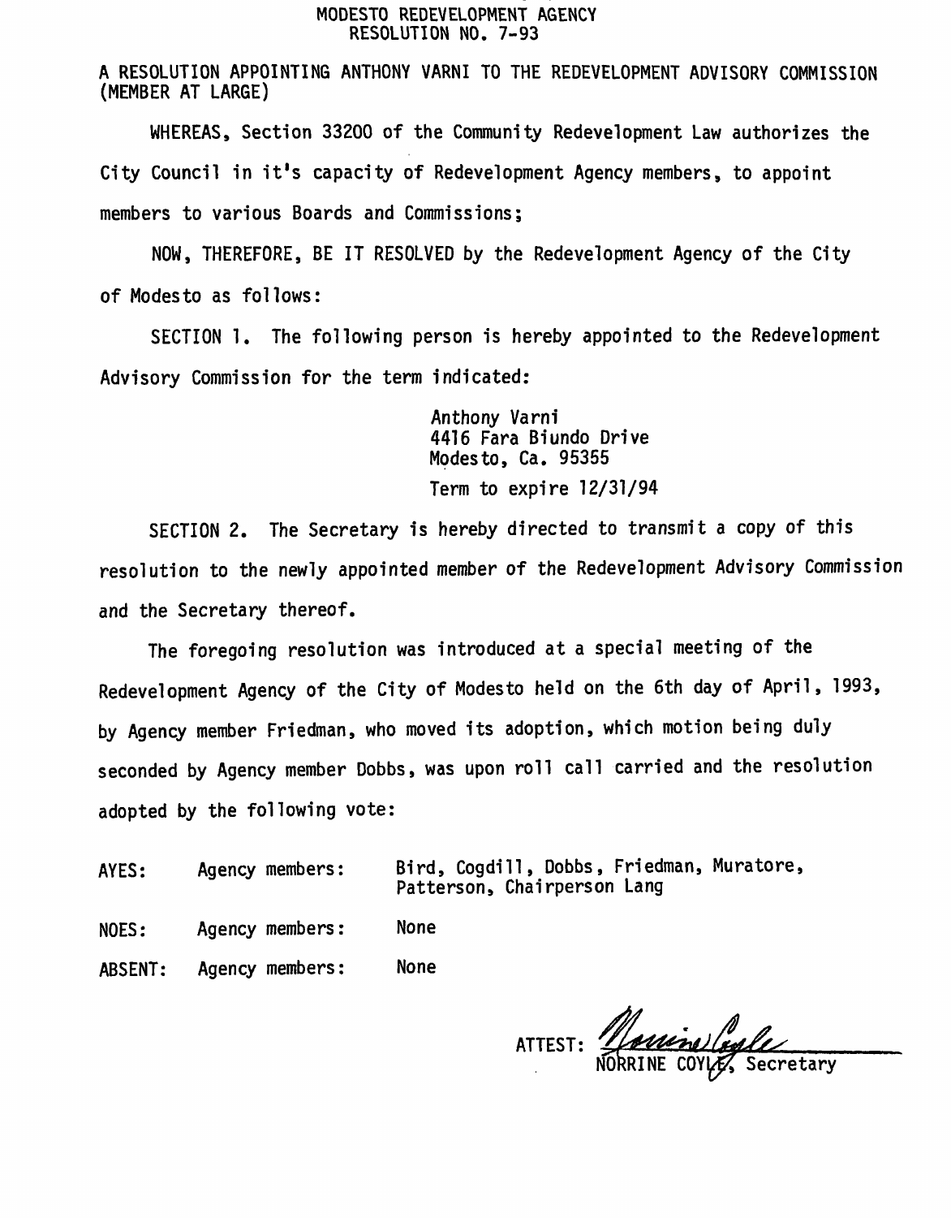# MODESTO REDEVELOPMENT AGENCY
## RESOLUTION NO. 7-93

A RESOLUTION APPOINTING ANTHONY VARNI TO THE REDEVELOPMENT ADVISORY COMMISSION (MEMBER AT LARGE)

WHEREAS, Section 33200 of the Community Redevelopment Law authorizes the City Council in it's capacity of Redevelopment Agency members, to appoint members to various Boards and Commissions;

NOW, THEREFORE, BE IT RESOLVED by the Redevelopment Agency of the City of Modesto as follows:

SECTION 1. The following person is hereby appointed to the Redevelopment Advisory Commission for the term indicated:

Anthony Varni
4416 Fara Biundo Drive
Modesto, Ca. 95355

Term to expire 12/31/94

SECTION 2. The Secretary is hereby directed to transmit a copy of this resolution to the newly appointed member of the Redevelopment Advisory Commission and the Secretary thereof.

The foregoing resolution was introduced at a special meeting of the Redevelopment Agency of the City of Modesto held on the 6th day of April, 1993, by Agency member Friedman, who moved its adoption, which motion being duly seconded by Agency member Dobbs, was upon roll call carried and the resolution adopted by the following vote:

| | | |
|---|---|---|
| AYES: | Agency members: | Bird, Cogdill, Dobbs, Friedman, Muratore, Patterson, Chairperson Lang |
| NOES: | Agency members: | None |
| ABSENT: | Agency members: | None |

ATTEST: *Norrine Coyle*
NORRINE COYLE, Secretary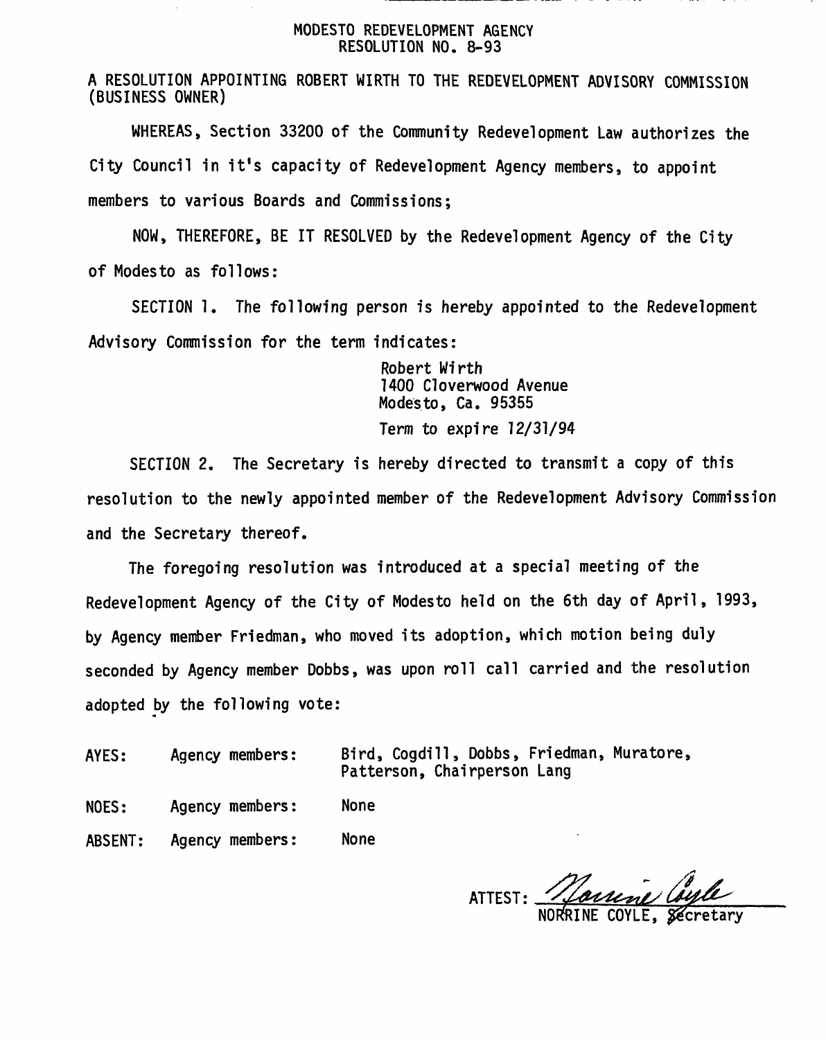# MODESTO REDEVELOPMENT AGENCY
## RESOLUTION NO. 8-93

A RESOLUTION APPOINTING ROBERT WIRTH TO THE REDEVELOPMENT ADVISORY COMMISSION (BUSINESS OWNER)

WHEREAS, Section 33200 of the Community Redevelopment Law authorizes the City Council in it's capacity of Redevelopment Agency members, to appoint members to various Boards and Commissions;

NOW, THEREFORE, BE IT RESOLVED by the Redevelopment Agency of the City of Modesto as follows:

SECTION 1. The following person is hereby appointed to the Redevelopment Advisory Commission for the term indicates:

> Robert Wirth
> 1400 Cloverwood Avenue
> Modesto, Ca. 95355
>
> Term to expire 12/31/94

SECTION 2. The Secretary is hereby directed to transmit a copy of this resolution to the newly appointed member of the Redevelopment Advisory Commission and the Secretary thereof.

The foregoing resolution was introduced at a special meeting of the Redevelopment Agency of the City of Modesto held on the 6th day of April, 1993, by Agency member Friedman, who moved its adoption, which motion being duly seconded by Agency member Dobbs, was upon roll call carried and the resolution adopted by the following vote:

| | | |
|---|---|---|
| AYES: | Agency members: | Bird, Cogdill, Dobbs, Friedman, Muratore, Patterson, Chairperson Lang |
| NOES: | Agency members: | None |
| ABSENT: | Agency members: | None |

ATTEST: Norrine Coyle
NORRINE COYLE, Secretary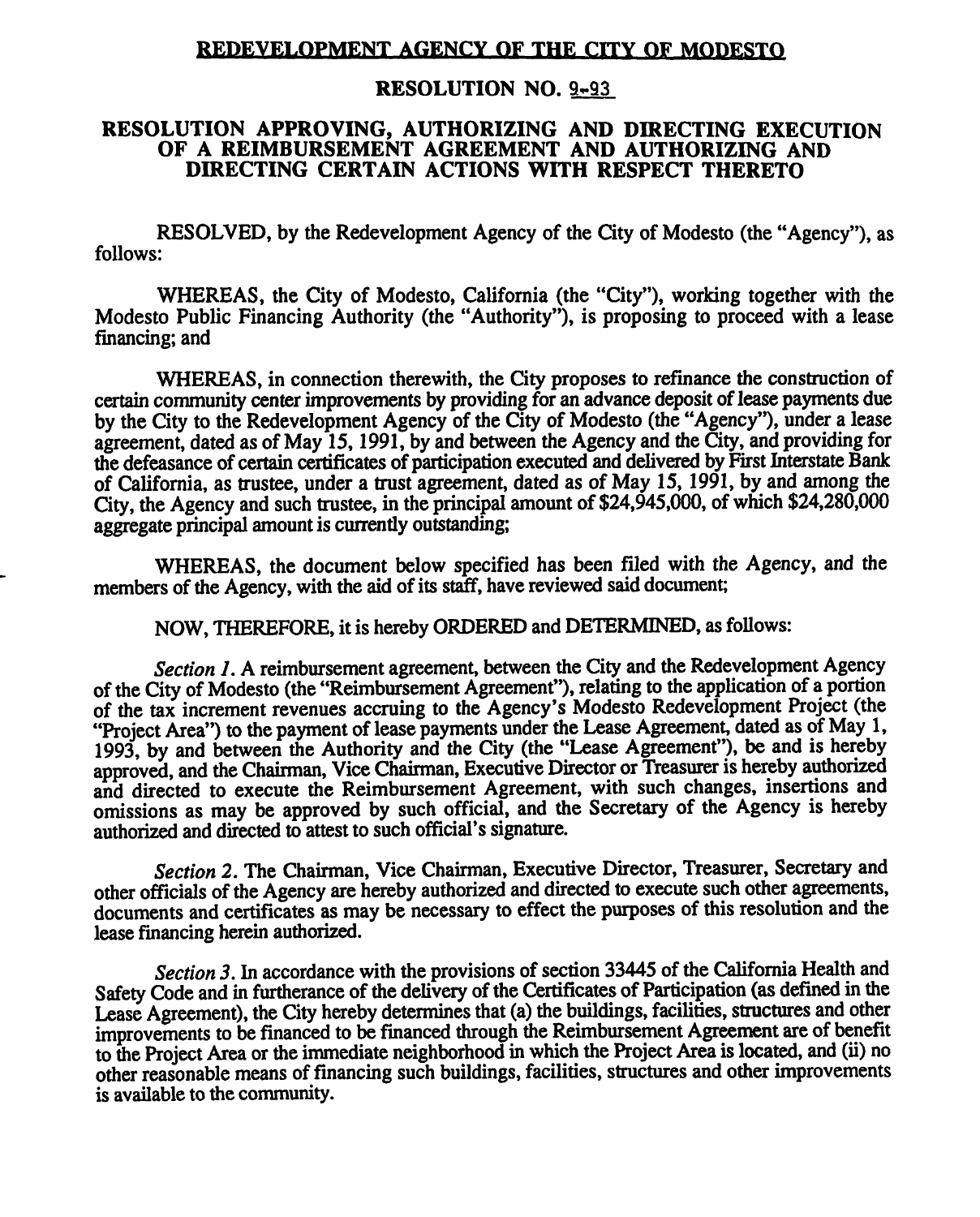# <u>REDEVELOPMENT AGENCY OF THE CITY OF MODESTO</u>

## RESOLUTION NO. <u>9-93</u>

## RESOLUTION APPROVING, AUTHORIZING AND DIRECTING EXECUTION OF A REIMBURSEMENT AGREEMENT AND AUTHORIZING AND DIRECTING CERTAIN ACTIONS WITH RESPECT THERETO

RESOLVED, by the Redevelopment Agency of the City of Modesto (the "Agency"), as follows:

WHEREAS, the City of Modesto, California (the "City"), working together with the Modesto Public Financing Authority (the "Authority"), is proposing to proceed with a lease financing; and

WHEREAS, in connection therewith, the City proposes to refinance the construction of certain community center improvements by providing for an advance deposit of lease payments due by the City to the Redevelopment Agency of the City of Modesto (the "Agency"), under a lease agreement, dated as of May 15, 1991, by and between the Agency and the City, and providing for the defeasance of certain certificates of participation executed and delivered by First Interstate Bank of California, as trustee, under a trust agreement, dated as of May 15, 1991, by and among the City, the Agency and such trustee, in the principal amount of $24,945,000, of which $24,280,000 aggregate principal amount is currently outstanding;

WHEREAS, the document below specified has been filed with the Agency, and the members of the Agency, with the aid of its staff, have reviewed said document;

NOW, THEREFORE, it is hereby ORDERED and DETERMINED, as follows:

*Section 1.* A reimbursement agreement, between the City and the Redevelopment Agency of the City of Modesto (the "Reimbursement Agreement"), relating to the application of a portion of the tax increment revenues accruing to the Agency's Modesto Redevelopment Project (the "Project Area") to the payment of lease payments under the Lease Agreement, dated as of May 1, 1993, by and between the Authority and the City (the "Lease Agreement"), be and is hereby approved, and the Chairman, Vice Chairman, Executive Director or Treasurer is hereby authorized and directed to execute the Reimbursement Agreement, with such changes, insertions and omissions as may be approved by such official, and the Secretary of the Agency is hereby authorized and directed to attest to such official's signature.

*Section 2.* The Chairman, Vice Chairman, Executive Director, Treasurer, Secretary and other officials of the Agency are hereby authorized and directed to execute such other agreements, documents and certificates as may be necessary to effect the purposes of this resolution and the lease financing herein authorized.

*Section 3.* In accordance with the provisions of section 33445 of the California Health and Safety Code and in furtherance of the delivery of the Certificates of Participation (as defined in the Lease Agreement), the City hereby determines that (a) the buildings, facilities, structures and other improvements to be financed to be financed through the Reimbursement Agreement are of benefit to the Project Area or the immediate neighborhood in which the Project Area is located, and (ii) no other reasonable means of financing such buildings, facilities, structures and other improvements is available to the community.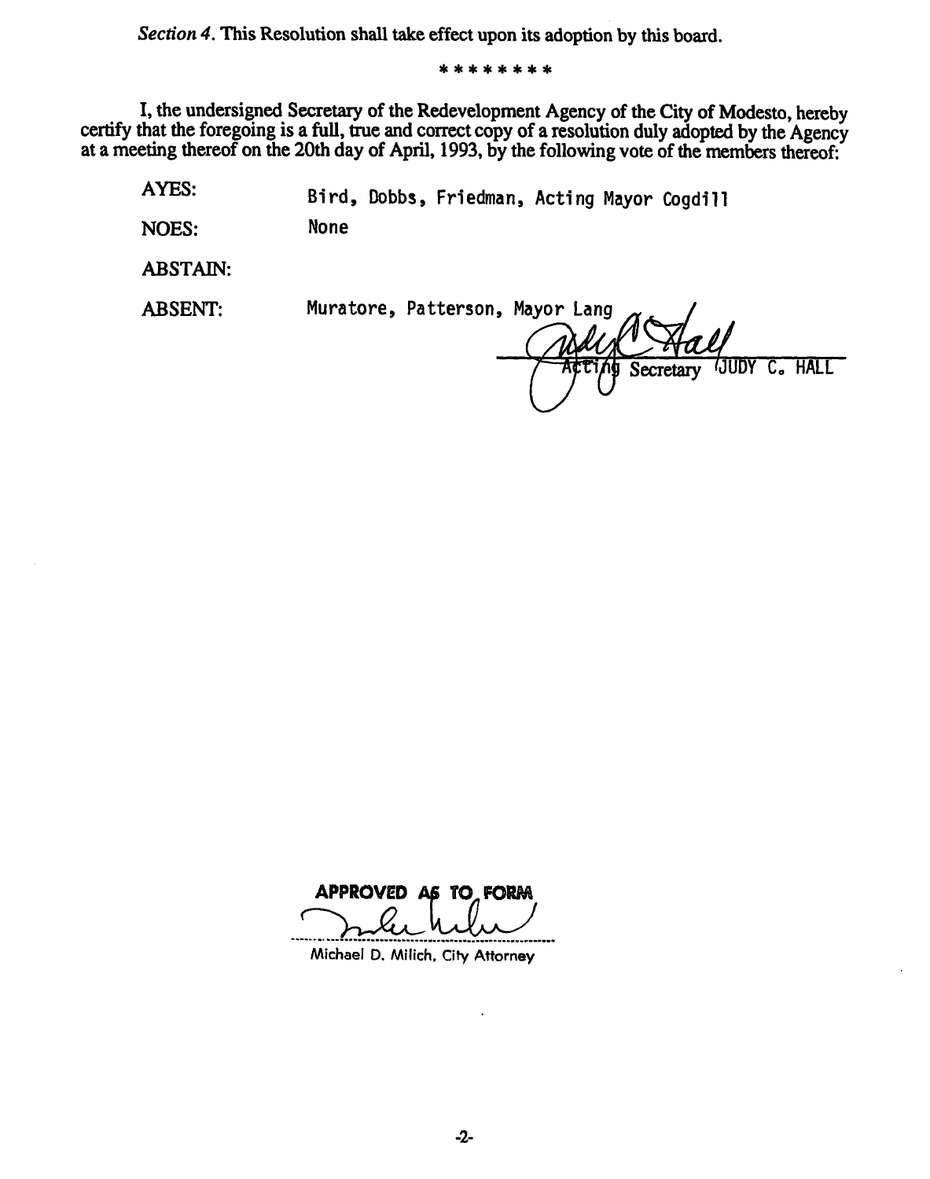*Section 4.* This Resolution shall take effect upon its adoption by this board.

\* \* \* \* \* \* \* \*

I, the undersigned Secretary of the Redevelopment Agency of the City of Modesto, hereby certify that the foregoing is a full, true and correct copy of a resolution duly adopted by the Agency at a meeting thereof on the 20th day of April, 1993, by the following vote of the members thereof:

AYES: Bird, Dobbs, Friedman, Acting Mayor Cogdill

NOES: None

ABSTAIN:

ABSENT: Muratore, Patterson, Mayor Lang

Acting Secretary JUDY C. HALL

APPROVED AS TO FORM

Michael D. Milich, City Attorney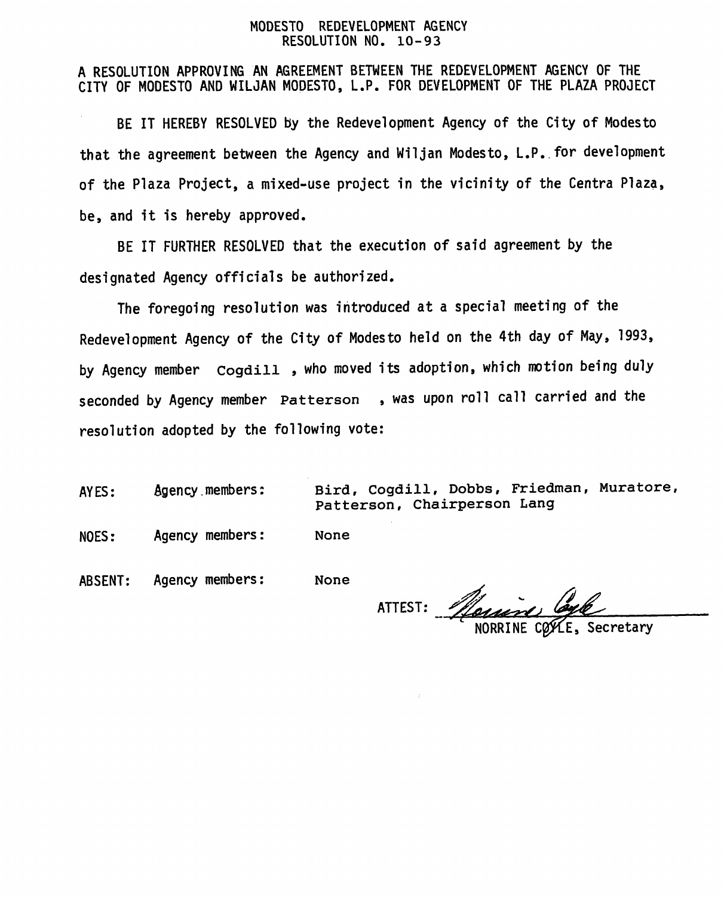MODESTO REDEVELOPMENT AGENCY
RESOLUTION NO. 10-93

A RESOLUTION APPROVING AN AGREEMENT BETWEEN THE REDEVELOPMENT AGENCY OF THE CITY OF MODESTO AND WILJAN MODESTO, L.P. FOR DEVELOPMENT OF THE PLAZA PROJECT

BE IT HEREBY RESOLVED by the Redevelopment Agency of the City of Modesto that the agreement between the Agency and Wiljan Modesto, L.P. for development of the Plaza Project, a mixed-use project in the vicinity of the Centra Plaza, be, and it is hereby approved.

BE IT FURTHER RESOLVED that the execution of said agreement by the designated Agency officials be authorized.

The foregoing resolution was introduced at a special meeting of the Redevelopment Agency of the City of Modesto held on the 4th day of May, 1993, by Agency member Cogdill, who moved its adoption, which motion being duly seconded by Agency member Patterson, was upon roll call carried and the resolution adopted by the following vote:

AYES: Agency members: Bird, Cogdill, Dobbs, Friedman, Muratore, Patterson, Chairperson Lang

NOES: Agency members: None

ABSENT: Agency members: None

ATTEST: *[signature]*
NORRINE COYLE, Secretary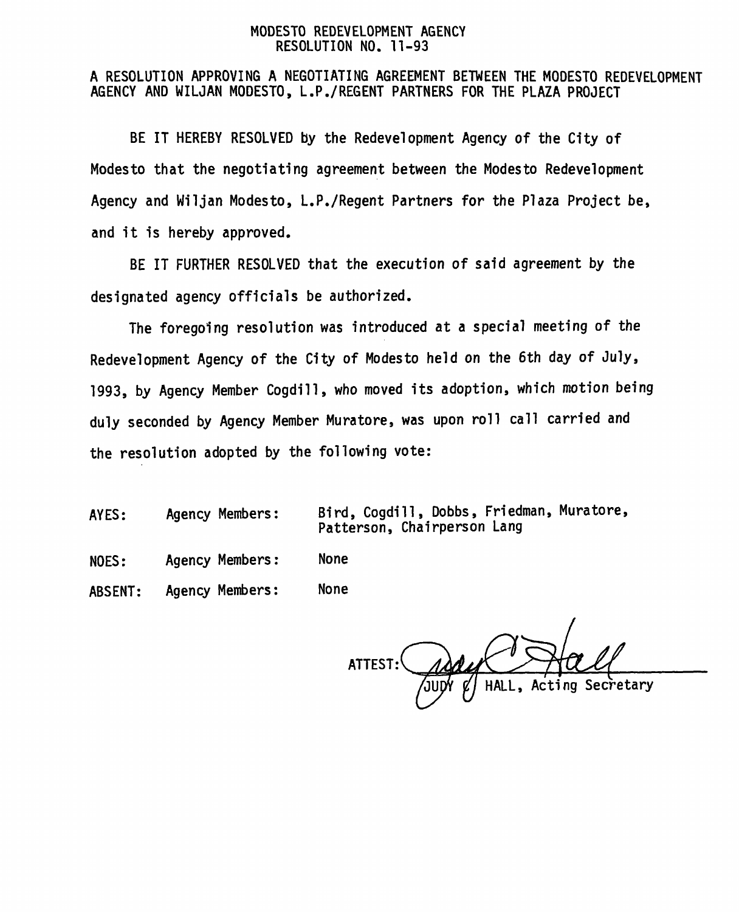# MODESTO REDEVELOPMENT AGENCY
## RESOLUTION NO. 11-93

A RESOLUTION APPROVING A NEGOTIATING AGREEMENT BETWEEN THE MODESTO REDEVELOPMENT AGENCY AND WILJAN MODESTO, L.P./REGENT PARTNERS FOR THE PLAZA PROJECT

BE IT HEREBY RESOLVED by the Redevelopment Agency of the City of Modesto that the negotiating agreement between the Modesto Redevelopment Agency and Wiljan Modesto, L.P./Regent Partners for the Plaza Project be, and it is hereby approved.

BE IT FURTHER RESOLVED that the execution of said agreement by the designated agency officials be authorized.

The foregoing resolution was introduced at a special meeting of the Redevelopment Agency of the City of Modesto held on the 6th day of July, 1993, by Agency Member Cogdill, who moved its adoption, which motion being duly seconded by Agency Member Muratore, was upon roll call carried and the resolution adopted by the following vote:

| | | |
|---|---|---|
| AYES: | Agency Members: | Bird, Cogdill, Dobbs, Friedman, Muratore, Patterson, Chairperson Lang |
| NOES: | Agency Members: | None |
| ABSENT: | Agency Members: | None |

ATTEST: Judy C Hall

JUDY C HALL, Acting Secretary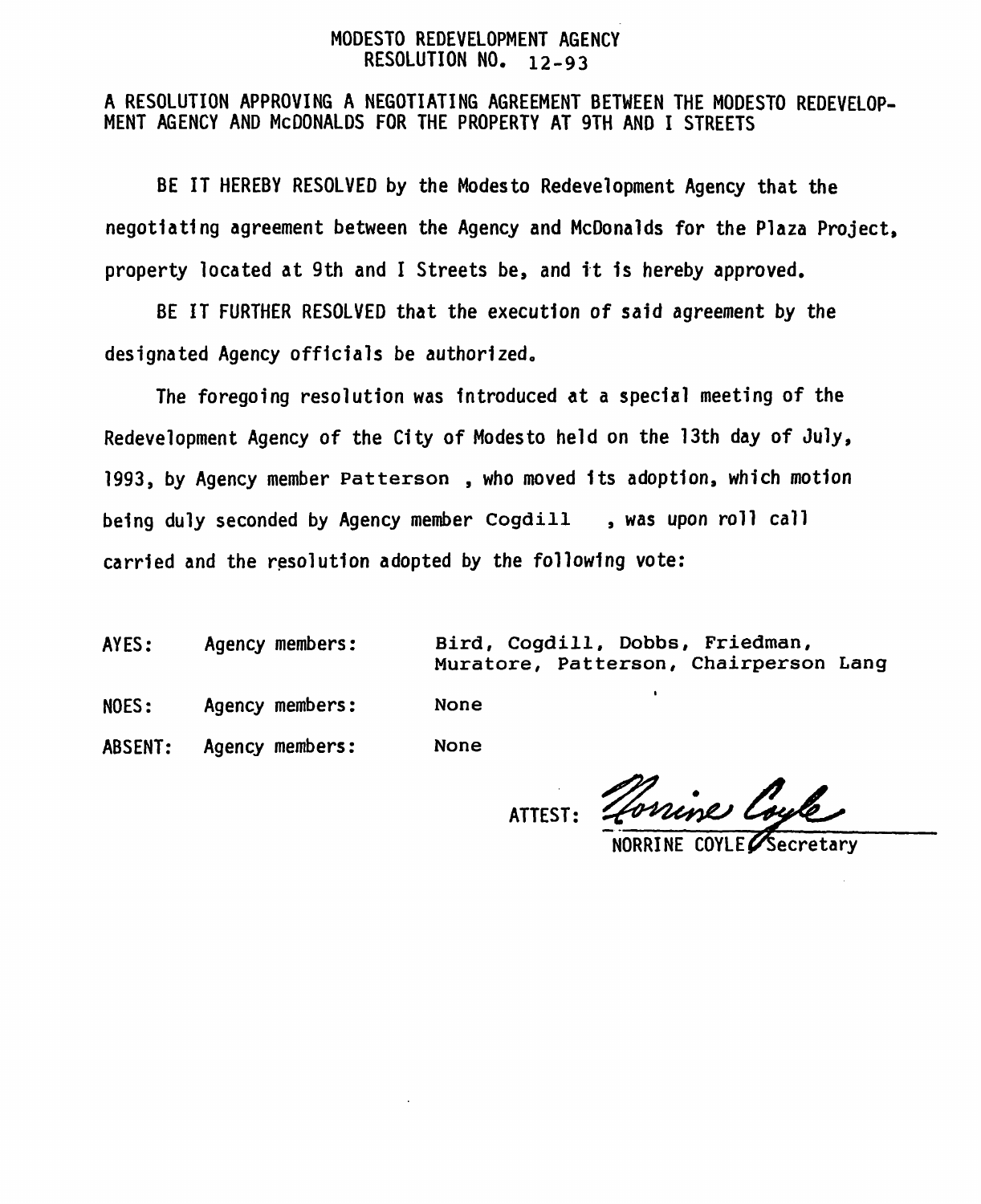# MODESTO REDEVELOPMENT AGENCY
## RESOLUTION NO. 12-93

A RESOLUTION APPROVING A NEGOTIATING AGREEMENT BETWEEN THE MODESTO REDEVELOPMENT AGENCY AND McDONALDS FOR THE PROPERTY AT 9TH AND I STREETS

BE IT HEREBY RESOLVED by the Modesto Redevelopment Agency that the negotiating agreement between the Agency and McDonalds for the Plaza Project, property located at 9th and I Streets be, and it is hereby approved.

BE IT FURTHER RESOLVED that the execution of said agreement by the designated Agency officials be authorized.

The foregoing resolution was introduced at a special meeting of the Redevelopment Agency of the City of Modesto held on the 13th day of July, 1993, by Agency member Patterson , who moved its adoption, which motion being duly seconded by Agency member Cogdill , was upon roll call carried and the resolution adopted by the following vote:

| | | |
|---|---|---|
| AYES: | Agency members: | Bird, Cogdill, Dobbs, Friedman, Muratore, Patterson, Chairperson Lang |
| NOES: | Agency members: | None |
| ABSENT: | Agency members: | None |

ATTEST: Norrine Coyle

NORRINE COYLE, Secretary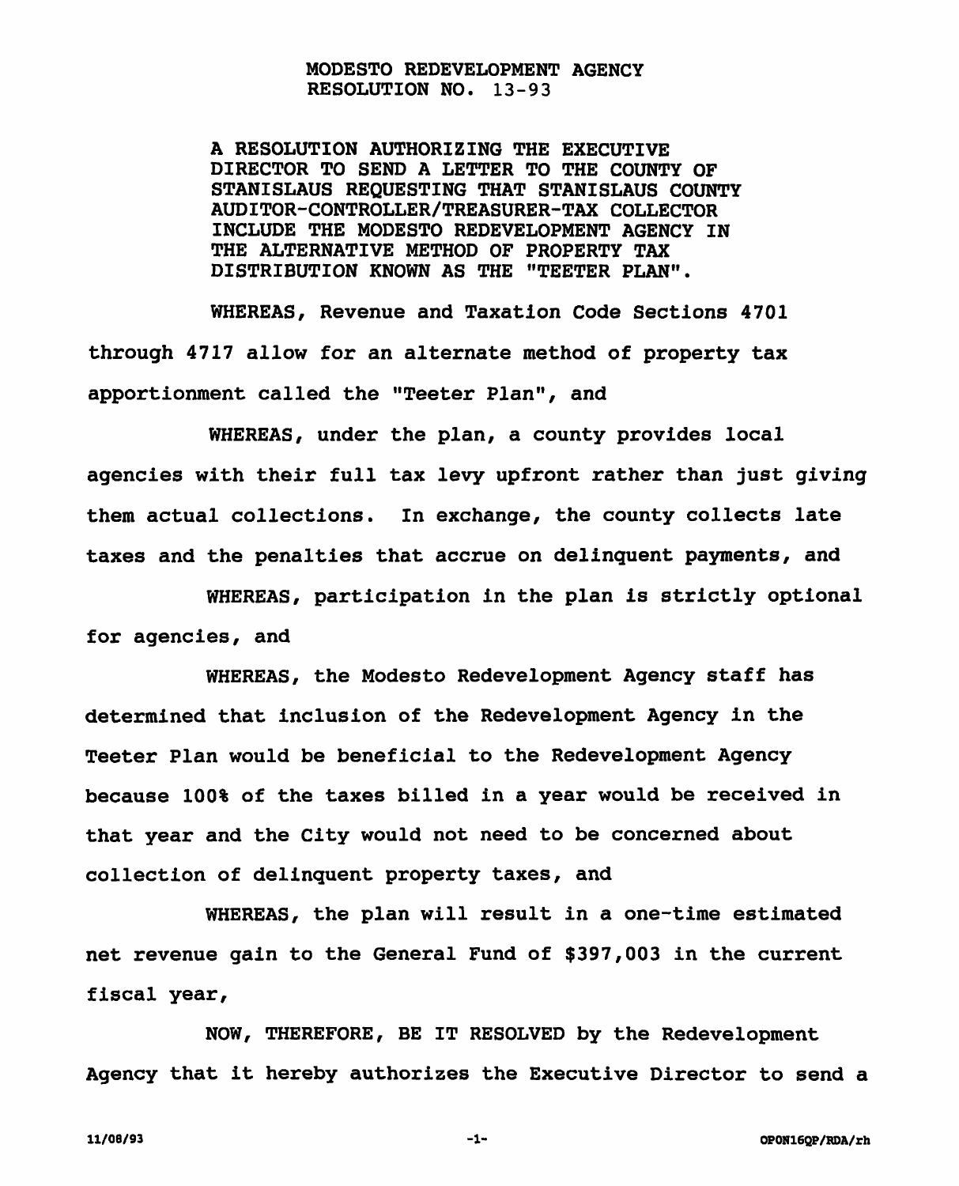MODESTO REDEVELOPMENT AGENCY
RESOLUTION NO. 13-93

A RESOLUTION AUTHORIZING THE EXECUTIVE DIRECTOR TO SEND A LETTER TO THE COUNTY OF STANISLAUS REQUESTING THAT STANISLAUS COUNTY AUDITOR-CONTROLLER/TREASURER-TAX COLLECTOR INCLUDE THE MODESTO REDEVELOPMENT AGENCY IN THE ALTERNATIVE METHOD OF PROPERTY TAX DISTRIBUTION KNOWN AS THE "TEETER PLAN".

WHEREAS, Revenue and Taxation Code Sections 4701 through 4717 allow for an alternate method of property tax apportionment called the "Teeter Plan", and

WHEREAS, under the plan, a county provides local agencies with their full tax levy upfront rather than just giving them actual collections. In exchange, the county collects late taxes and the penalties that accrue on delinquent payments, and

WHEREAS, participation in the plan is strictly optional for agencies, and

WHEREAS, the Modesto Redevelopment Agency staff has determined that inclusion of the Redevelopment Agency in the Teeter Plan would be beneficial to the Redevelopment Agency because 100% of the taxes billed in a year would be received in that year and the City would not need to be concerned about collection of delinquent property taxes, and

WHEREAS, the plan will result in a one-time estimated net revenue gain to the General Fund of $397,003 in the current fiscal year,

NOW, THEREFORE, BE IT RESOLVED by the Redevelopment Agency that it hereby authorizes the Executive Director to send a

11/08/93 OPON16QP/RDA/rh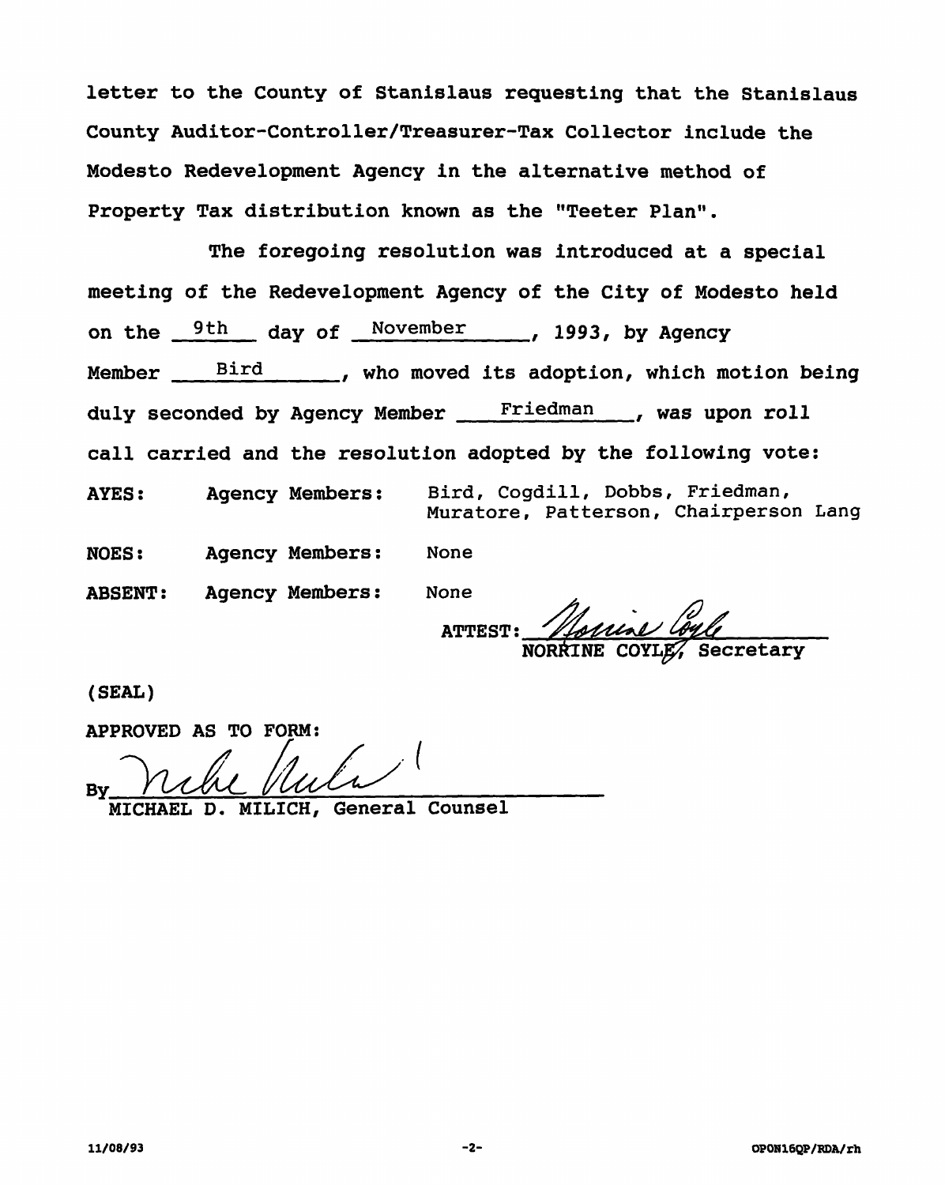letter to the County of Stanislaus requesting that the Stanislaus County Auditor-Controller/Treasurer-Tax Collector include the Modesto Redevelopment Agency in the alternative method of Property Tax distribution known as the "Teeter Plan".

The foregoing resolution was introduced at a special meeting of the Redevelopment Agency of the City of Modesto held on the 9th day of November, 1993, by Agency Member Bird, who moved its adoption, which motion being duly seconded by Agency Member Friedman, was upon roll call carried and the resolution adopted by the following vote:

| | | |
|---|---|---|
| AYES: | Agency Members: | Bird, Cogdill, Dobbs, Friedman, Muratore, Patterson, Chairperson Lang |
| NOES: | Agency Members: | None |
| ABSENT: | Agency Members: | None |

ATTEST: *Norrine Coyle*
NORRINE COYLE, Secretary

(SEAL)

APPROVED AS TO FORM:

By *Mike Milich*
MICHAEL D. MILICH, General Counsel

11/08/93 OPON16QP/RDA/rh